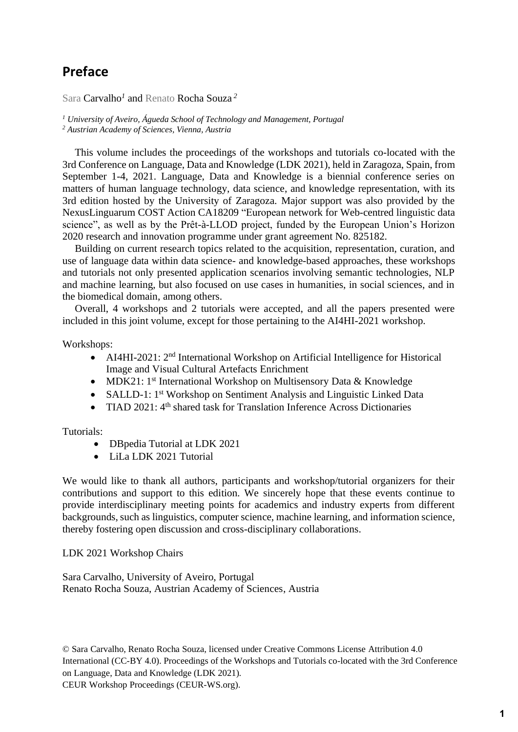# Preface

Sara Carvalho[1] and Renato Rocha Souza[2]

*[1] University of Aveiro, Águeda School of Technology and Management, Portugal*
*[2] Austrian Academy of Sciences, Vienna, Austria*

This volume includes the proceedings of the workshops and tutorials co-located with the 3rd Conference on Language, Data and Knowledge (LDK 2021), held in Zaragoza, Spain, from September 1-4, 2021. Language, Data and Knowledge is a biennial conference series on matters of human language technology, data science, and knowledge representation, with its 3rd edition hosted by the University of Zaragoza. Major support was also provided by the NexusLinguarum COST Action CA18209 "European network for Web-centred linguistic data science", as well as by the Prêt-à-LLOD project, funded by the European Union's Horizon 2020 research and innovation programme under grant agreement No. 825182.

Building on current research topics related to the acquisition, representation, curation, and use of language data within data science- and knowledge-based approaches, these workshops and tutorials not only presented application scenarios involving semantic technologies, NLP and machine learning, but also focused on use cases in humanities, in social sciences, and in the biomedical domain, among others.

Overall, 4 workshops and 2 tutorials were accepted, and all the papers presented were included in this joint volume, except for those pertaining to the AI4HI-2021 workshop.

Workshops:

- AI4HI-2021: 2nd International Workshop on Artificial Intelligence for Historical Image and Visual Cultural Artefacts Enrichment
- MDK21: 1st International Workshop on Multisensory Data & Knowledge
- SALLD-1: 1st Workshop on Sentiment Analysis and Linguistic Linked Data
- TIAD 2021: 4th shared task for Translation Inference Across Dictionaries

Tutorials:

- DBpedia Tutorial at LDK 2021
- LiLa LDK 2021 Tutorial

We would like to thank all authors, participants and workshop/tutorial organizers for their contributions and support to this edition. We sincerely hope that these events continue to provide interdisciplinary meeting points for academics and industry experts from different backgrounds, such as linguistics, computer science, machine learning, and information science, thereby fostering open discussion and cross-disciplinary collaborations.

LDK 2021 Workshop Chairs

Sara Carvalho, University of Aveiro, Portugal
Renato Rocha Souza, Austrian Academy of Sciences, Austria

© Sara Carvalho, Renato Rocha Souza, licensed under Creative Commons License Attribution 4.0 International (CC-BY 4.0). Proceedings of the Workshops and Tutorials co-located with the 3rd Conference on Language, Data and Knowledge (LDK 2021).
CEUR Workshop Proceedings (CEUR-WS.org).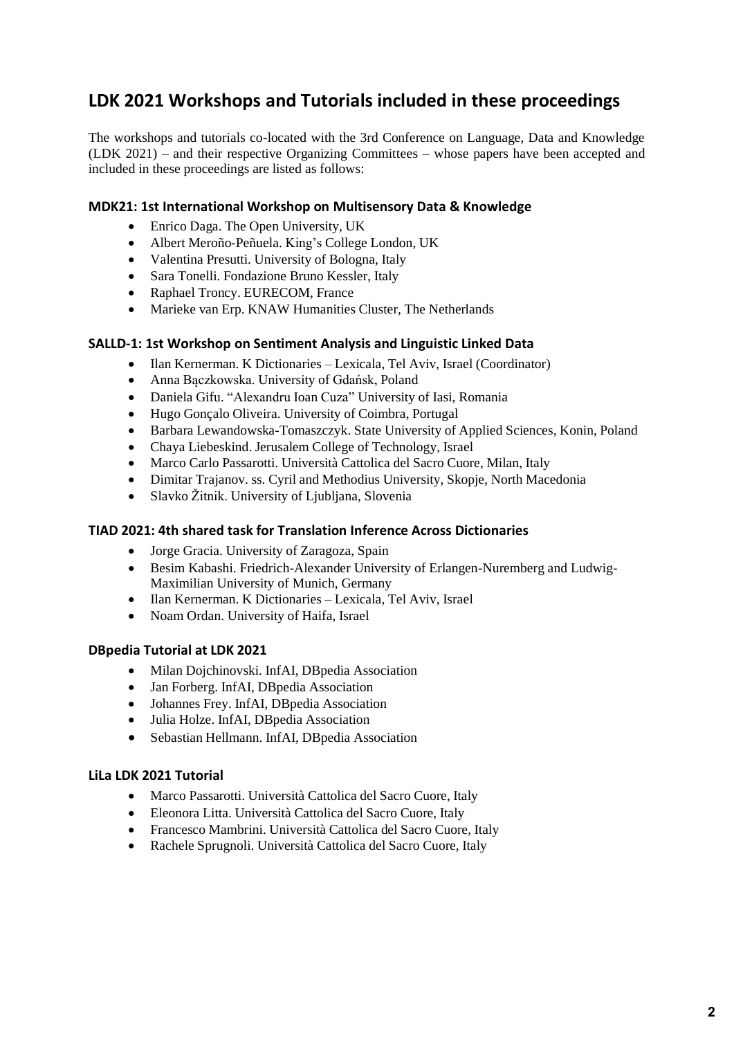# LDK 2021 Workshops and Tutorials included in these proceedings

The workshops and tutorials co-located with the 3rd Conference on Language, Data and Knowledge (LDK 2021) – and their respective Organizing Committees – whose papers have been accepted and included in these proceedings are listed as follows:

### MDK21: 1st International Workshop on Multisensory Data & Knowledge

- Enrico Daga. The Open University, UK
- Albert Meroño-Peñuela. King's College London, UK
- Valentina Presutti. University of Bologna, Italy
- Sara Tonelli. Fondazione Bruno Kessler, Italy
- Raphael Troncy. EURECOM, France
- Marieke van Erp. KNAW Humanities Cluster, The Netherlands

### SALLD-1: 1st Workshop on Sentiment Analysis and Linguistic Linked Data

- Ilan Kernerman. K Dictionaries – Lexicala, Tel Aviv, Israel (Coordinator)
- Anna Bączkowska. University of Gdańsk, Poland
- Daniela Gifu. "Alexandru Ioan Cuza" University of Iasi, Romania
- Hugo Gonçalo Oliveira. University of Coimbra, Portugal
- Barbara Lewandowska-Tomaszczyk. State University of Applied Sciences, Konin, Poland
- Chaya Liebeskind. Jerusalem College of Technology, Israel
- Marco Carlo Passarotti. Università Cattolica del Sacro Cuore, Milan, Italy
- Dimitar Trajanov. ss. Cyril and Methodius University, Skopje, North Macedonia
- Slavko Žitnik. University of Ljubljana, Slovenia

### TIAD 2021: 4th shared task for Translation Inference Across Dictionaries

- Jorge Gracia. University of Zaragoza, Spain
- Besim Kabashi. Friedrich-Alexander University of Erlangen-Nuremberg and Ludwig-Maximilian University of Munich, Germany
- Ilan Kernerman. K Dictionaries – Lexicala, Tel Aviv, Israel
- Noam Ordan. University of Haifa, Israel

### DBpedia Tutorial at LDK 2021

- Milan Dojchinovski. InfAI, DBpedia Association
- Jan Forberg. InfAI, DBpedia Association
- Johannes Frey. InfAI, DBpedia Association
- Julia Holze. InfAI, DBpedia Association
- Sebastian Hellmann. InfAI, DBpedia Association

### LiLa LDK 2021 Tutorial

- Marco Passarotti. Università Cattolica del Sacro Cuore, Italy
- Eleonora Litta. Università Cattolica del Sacro Cuore, Italy
- Francesco Mambrini. Università Cattolica del Sacro Cuore, Italy
- Rachele Sprugnoli. Università Cattolica del Sacro Cuore, Italy